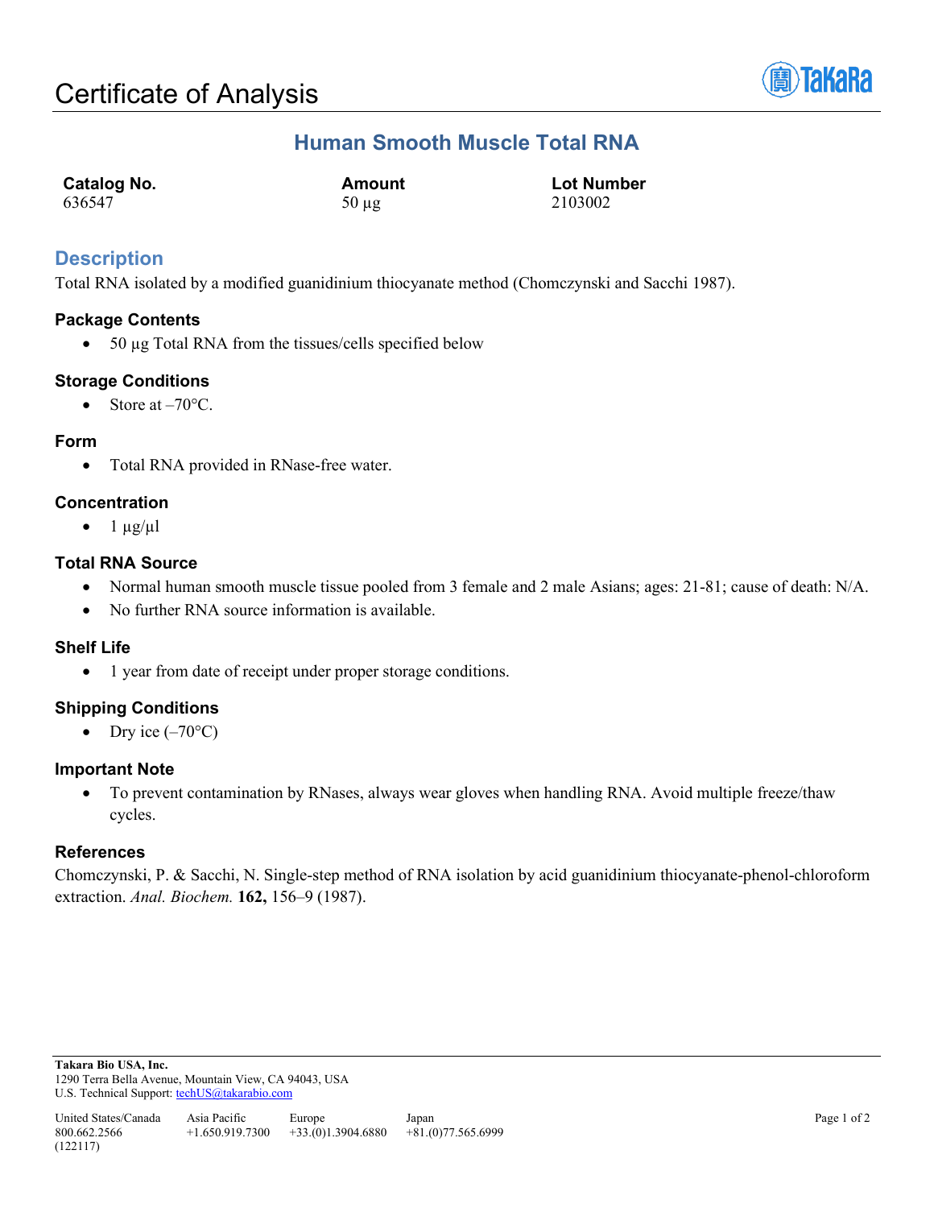# Certificate of Analysis

## Human Smooth Muscle Total RNA

| Catalog No. | Amount | Lot Number |
|---|---|---|
| 636547 | 50 µg | 2103002 |

## Description

Total RNA isolated by a modified guanidinium thiocyanate method (Chomczynski and Sacchi 1987).

### Package Contents

- 50 µg Total RNA from the tissues/cells specified below

### Storage Conditions

- Store at –70°C.

### Form

- Total RNA provided in RNase-free water.

### Concentration

- 1 µg/µl

### Total RNA Source

- Normal human smooth muscle tissue pooled from 3 female and 2 male Asians; ages: 21-81; cause of death: N/A.
- No further RNA source information is available.

### Shelf Life

- 1 year from date of receipt under proper storage conditions.

### Shipping Conditions

- Dry ice (–70°C)

### Important Note

- To prevent contamination by RNases, always wear gloves when handling RNA. Avoid multiple freeze/thaw cycles.

### References

Chomczynski, P. & Sacchi, N. Single-step method of RNA isolation by acid guanidinium thiocyanate-phenol-chloroform extraction. *Anal. Biochem.* **162,** 156–9 (1987).

**Takara Bio USA, Inc.**
1290 Terra Bella Avenue, Mountain View, CA 94043, USA
U.S. Technical Support: techUS@takarabio.com

| United States/Canada | Asia Pacific | Europe | Japan |
|---|---|---|---|
| 800.662.2566 | +1.650.919.7300 | +33.(0)1.3904.6880 | +81.(0)77.565.6999 |

(122117)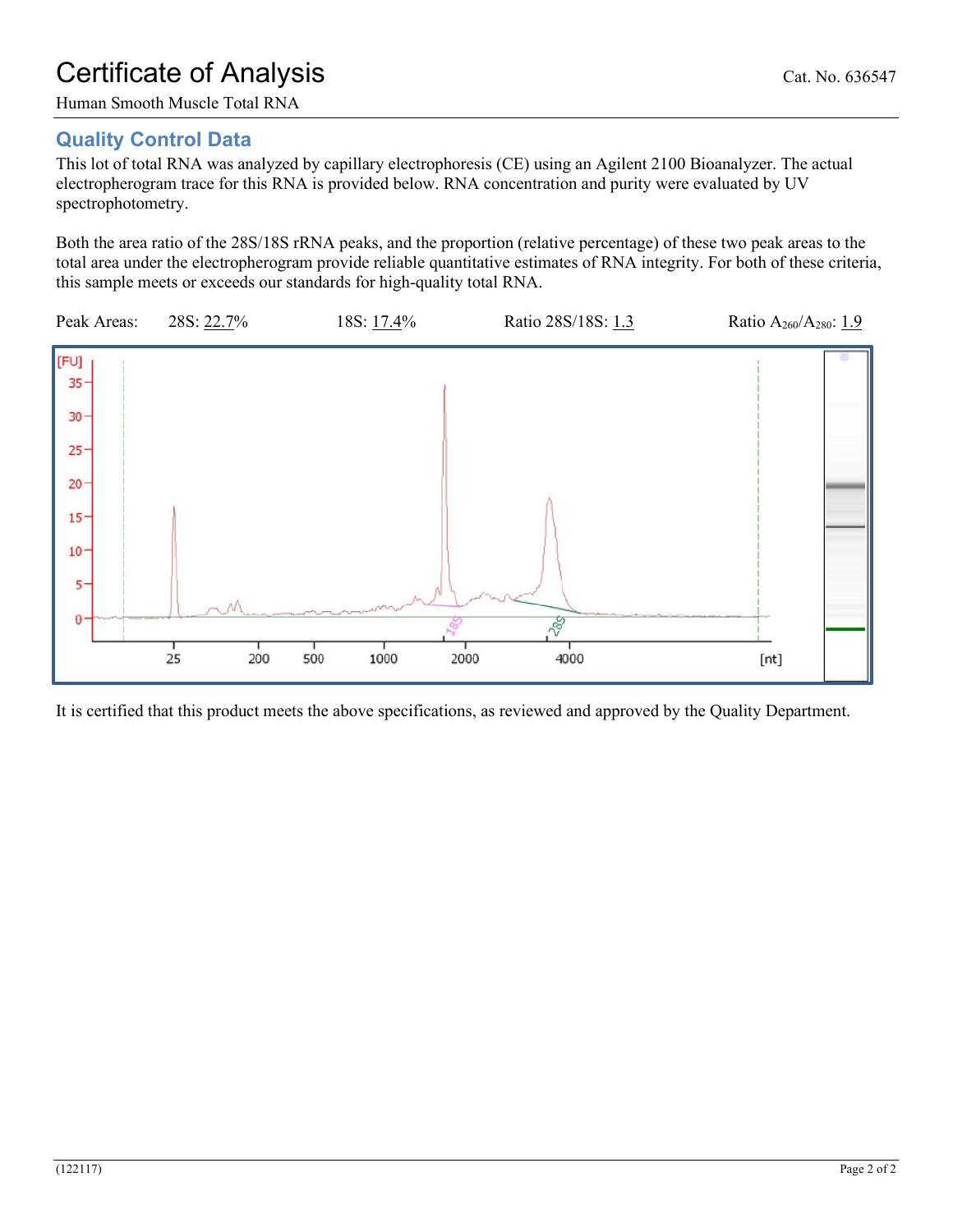# Certificate of Analysis

Cat. No. 636547

Human Smooth Muscle Total RNA

## Quality Control Data

This lot of total RNA was analyzed by capillary electrophoresis (CE) using an Agilent 2100 Bioanalyzer. The actual electropherogram trace for this RNA is provided below. RNA concentration and purity were evaluated by UV spectrophotometry.

Both the area ratio of the 28S/18S rRNA peaks, and the proportion (relative percentage) of these two peak areas to the total area under the electropherogram provide reliable quantitative estimates of RNA integrity. For both of these criteria, this sample meets or exceeds our standards for high-quality total RNA.

Peak Areas: 28S: 22.7% 18S: 17.4% Ratio 28S/18S: 1.3 Ratio $A_{260}/A_{280}$: 1.9

It is certified that this product meets the above specifications, as reviewed and approved by the Quality Department.

(122117)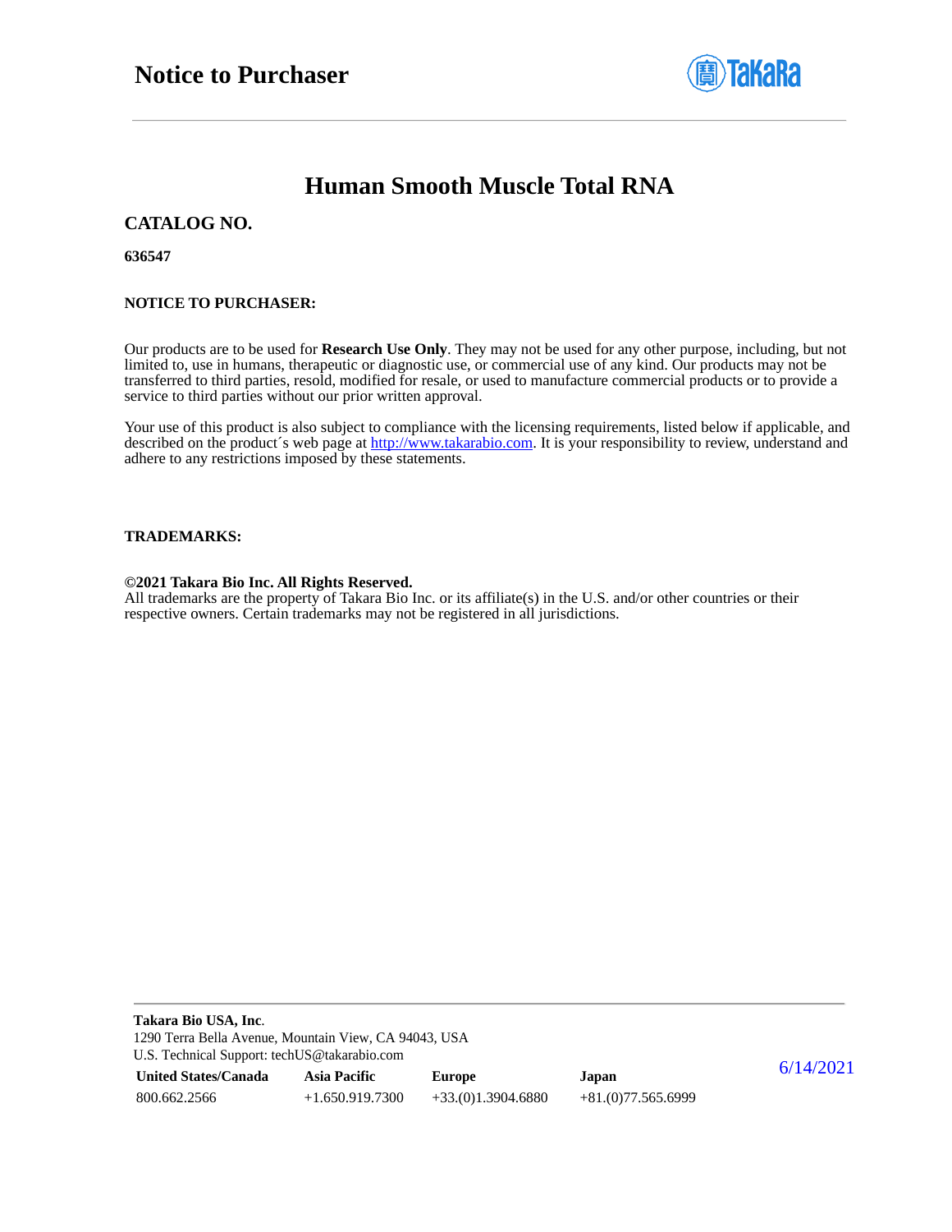# Notice to Purchaser

## Human Smooth Muscle Total RNA

### CATALOG NO.

**636547**

**NOTICE TO PURCHASER:**

Our products are to be used for **Research Use Only**. They may not be used for any other purpose, including, but not limited to, use in humans, therapeutic or diagnostic use, or commercial use of any kind. Our products may not be transferred to third parties, resold, modified for resale, or used to manufacture commercial products or to provide a service to third parties without our prior written approval.

Your use of this product is also subject to compliance with the licensing requirements, listed below if applicable, and described on the product´s web page at http://www.takarabio.com. It is your responsibility to review, understand and adhere to any restrictions imposed by these statements.

**TRADEMARKS:**

**©2021 Takara Bio Inc. All Rights Reserved.**
All trademarks are the property of Takara Bio Inc. or its affiliate(s) in the U.S. and/or other countries or their respective owners. Certain trademarks may not be registered in all jurisdictions.

**Takara Bio USA, Inc**.
1290 Terra Bella Avenue, Mountain View, CA 94043, USA
U.S. Technical Support: techUS@takarabio.com

| United States/Canada | Asia Pacific | Europe | Japan |
|---|---|---|---|
| 800.662.2566 | +1.650.919.7300 | +33.(0)1.3904.6880 | +81.(0)77.565.6999 |

6/14/2021